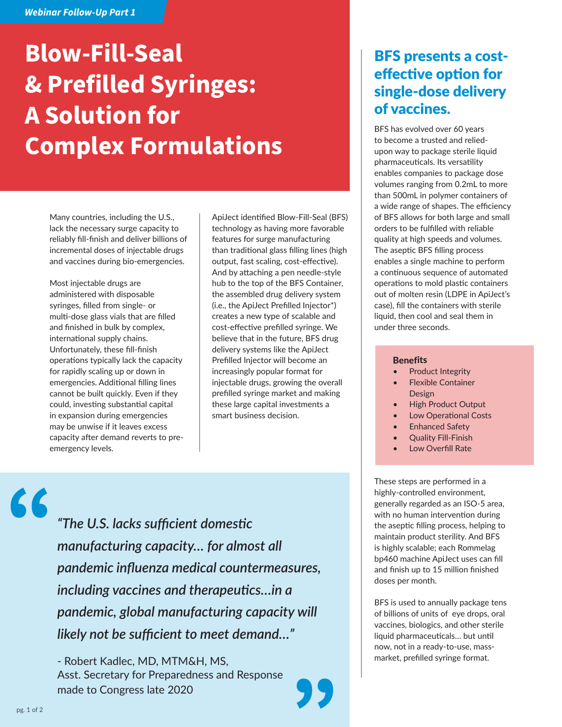*Webinar Follow-Up Part 1*

# Blow-Fill-Seal & Prefilled Syringes: A Solution for Complex Formulations

Many countries, including the U.S., lack the necessary surge capacity to reliably fill-finish and deliver billions of incremental doses of injectable drugs and vaccines during bio-emergencies.

Most injectable drugs are administered with disposable syringes, filled from single- or multi-dose glass vials that are filled and finished in bulk by complex, international supply chains. Unfortunately, these fill-finish operations typically lack the capacity for rapidly scaling up or down in emergencies. Additional filling lines cannot be built quickly. Even if they could, investing substantial capital in expansion during emergencies may be unwise if it leaves excess capacity after demand reverts to pre-emergency levels.

ApiJect identified Blow-Fill-Seal (BFS) technology as having more favorable features for surge manufacturing than traditional glass filling lines (high output, fast scaling, cost-effective). And by attaching a pen needle-style hub to the top of the BFS Container, the assembled drug delivery system (i.e., the ApiJect Prefilled Injector*) creates a new type of scalable and cost-effective prefilled syringe. We believe that in the future, BFS drug delivery systems like the ApiJect Prefilled Injector will become an increasingly popular format for injectable drugs, growing the overall prefilled syringe market and making these large capital investments a smart business decision.

> *"The U.S. lacks sufficient domestic manufacturing capacity... for almost all pandemic influenza medical countermeasures, including vaccines and therapeutics...in a pandemic, global manufacturing capacity will likely not be sufficient to meet demand..."*
>
> - Robert Kadlec, MD, MTM&H, MS, Asst. Secretary for Preparedness and Response made to Congress late 2020

## BFS presents a cost-effective option for single-dose delivery of vaccines.

BFS has evolved over 60 years to become a trusted and relied-upon way to package sterile liquid pharmaceuticals. Its versatility enables companies to package dose volumes ranging from 0.2mL to more than 500mL in polymer containers of a wide range of shapes. The efficiency of BFS allows for both large and small orders to be fulfilled with reliable quality at high speeds and volumes. The aseptic BFS filling process enables a single machine to perform a continuous sequence of automated operations to mold plastic containers out of molten resin (LDPE in ApiJect's case), fill the containers with sterile liquid, then cool and seal them in under three seconds.

**Benefits**

- Product Integrity
- Flexible Container Design
- High Product Output
- Low Operational Costs
- Enhanced Safety
- Quality Fill-Finish
- Low Overfill Rate

These steps are performed in a highly-controlled environment, generally regarded as an ISO-5 area, with no human intervention during the aseptic filling process, helping to maintain product sterility. And BFS is highly scalable; each Rommelag bp460 machine ApiJect uses can fill and finish up to 15 million finished doses per month.

BFS is used to annually package tens of billions of units of eye drops, oral vaccines, biologics, and other sterile liquid pharmaceuticals... but until now, not in a ready-to-use, mass-market, prefilled syringe format.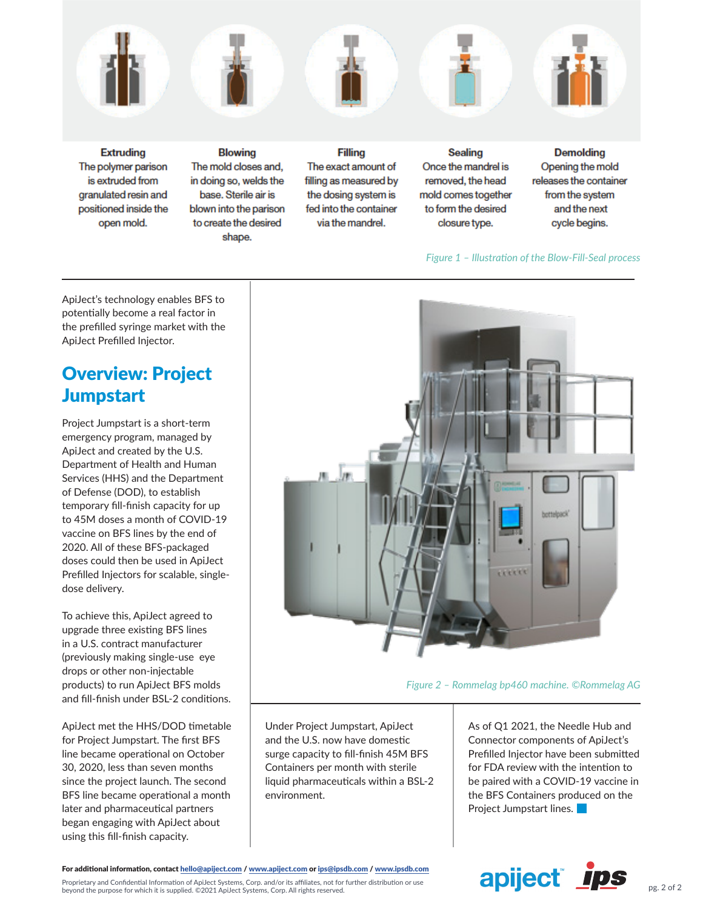**Extruding**
The polymer parison is extruded from granulated resin and positioned inside the open mold.

**Blowing**
The mold closes and, in doing so, welds the base. Sterile air is blown into the parison to create the desired shape.

**Filling**
The exact amount of filling as measured by the dosing system is fed into the container via the mandrel.

**Sealing**
Once the mandrel is removed, the head mold comes together to form the desired closure type.

**Demolding**
Opening the mold releases the container from the system and the next cycle begins.

*Figure 1 – Illustration of the Blow-Fill-Seal process*

ApiJect's technology enables BFS to potentially become a real factor in the prefilled syringe market with the ApiJect Prefilled Injector.

## Overview: Project Jumpstart

Project Jumpstart is a short-term emergency program, managed by ApiJect and created by the U.S. Department of Health and Human Services (HHS) and the Department of Defense (DOD), to establish temporary fill-finish capacity for up to 45M doses a month of COVID-19 vaccine on BFS lines by the end of 2020. All of these BFS-packaged doses could then be used in ApiJect Prefilled Injectors for scalable, single-dose delivery.

To achieve this, ApiJect agreed to upgrade three existing BFS lines in a U.S. contract manufacturer (previously making single-use eye drops or other non-injectable products) to run ApiJect BFS molds and fill-finish under BSL-2 conditions.

ApiJect met the HHS/DOD timetable for Project Jumpstart. The first BFS line became operational on October 30, 2020, less than seven months since the project launch. The second BFS line became operational a month later and pharmaceutical partners began engaging with ApiJect about using this fill-finish capacity.

*Figure 2 – Rommelag bp460 machine. ©Rommelag AG*

Under Project Jumpstart, ApiJect and the U.S. now have domestic surge capacity to fill-finish 45M BFS Containers per month with sterile liquid pharmaceuticals within a BSL-2 environment.

As of Q1 2021, the Needle Hub and Connector components of ApiJect's Prefilled Injector have been submitted for FDA review with the intention to be paired with a COVID-19 vaccine in the BFS Containers produced on the Project Jumpstart lines.

**For additional information, contact** hello@apiject.com / www.apiject.com **or** ips@ipsdb.com / www.ipsdb.com

Proprietary and Confidential Information of ApiJect Systems, Corp. and/or its affiliates, not for further distribution or use beyond the purpose for which it is supplied. ©2021 ApiJect Systems, Corp. All rights reserved.